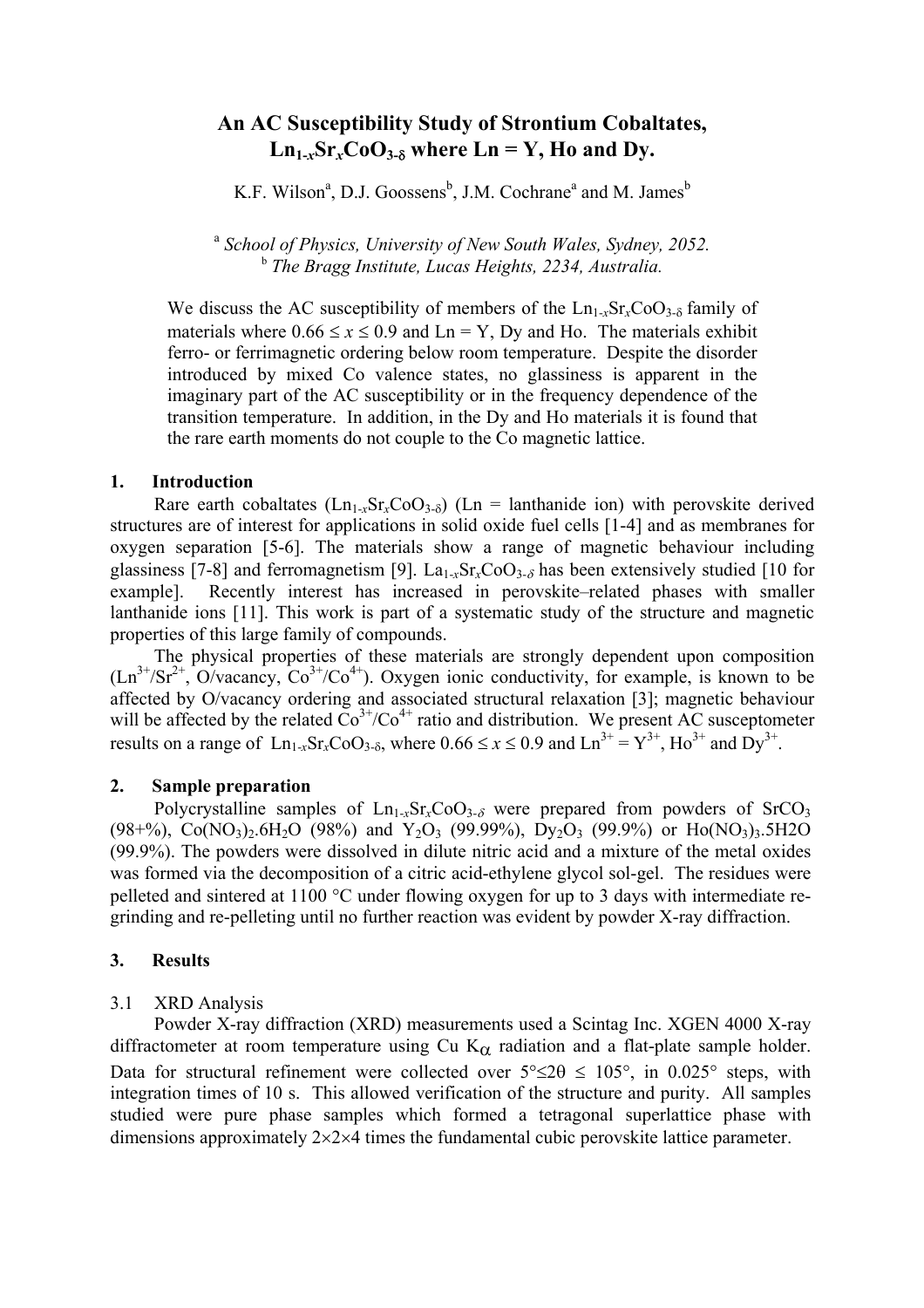# An AC Susceptibility Study of Strontium Cobaltates, $Ln_{1-x}Sr_xCoO_{3-\delta}$ where Ln = Y, Ho and Dy.

K.F. Wilson[a], D.J. Goossens[b], J.M. Cochrane[a] and M. James[b]

[a] *School of Physics, University of New South Wales, Sydney, 2052.*
[b] *The Bragg Institute, Lucas Heights, 2234, Australia.*

We discuss the AC susceptibility of members of the $Ln_{1-x}Sr_xCoO_{3-\delta}$ family of materials where $0.66 \leq x \leq 0.9$ and Ln = Y, Dy and Ho. The materials exhibit ferro- or ferrimagnetic ordering below room temperature. Despite the disorder introduced by mixed Co valence states, no glassiness is apparent in the imaginary part of the AC susceptibility or in the frequency dependence of the transition temperature. In addition, in the Dy and Ho materials it is found that the rare earth moments do not couple to the Co magnetic lattice.

## 1. Introduction

Rare earth cobaltates ($Ln_{1-x}Sr_xCoO_{3-\delta}$) (Ln = lanthanide ion) with perovskite derived structures are of interest for applications in solid oxide fuel cells [1-4] and as membranes for oxygen separation [5-6]. The materials show a range of magnetic behaviour including glassiness [7-8] and ferromagnetism [9]. $La_{1-x}Sr_xCoO_{3-\delta}$ has been extensively studied [10 for example]. Recently interest has increased in perovskite–related phases with smaller lanthanide ions [11]. This work is part of a systematic study of the structure and magnetic properties of this large family of compounds.

The physical properties of these materials are strongly dependent upon composition ($Ln^{3+}/Sr^{2+}$, O/vacancy, $Co^{3+}/Co^{4+}$). Oxygen ionic conductivity, for example, is known to be affected by O/vacancy ordering and associated structural relaxation [3]; magnetic behaviour will be affected by the related $Co^{3+}/Co^{4+}$ ratio and distribution. We present AC susceptometer results on a range of $Ln_{1-x}Sr_xCoO_{3-\delta}$, where $0.66 \leq x \leq 0.9$ and $Ln^{3+} = Y^{3+}$, $Ho^{3+}$ and $Dy^{3+}$.

## 2. Sample preparation

Polycrystalline samples of $Ln_{1-x}Sr_xCoO_{3-\delta}$ were prepared from powders of $SrCO_3$ (98+%), $Co(NO_3)_2.6H_2O$ (98%) and $Y_2O_3$ (99.99%), $Dy_2O_3$ (99.9%) or $Ho(NO_3)_3.5H2O$ (99.9%). The powders were dissolved in dilute nitric acid and a mixture of the metal oxides was formed via the decomposition of a citric acid-ethylene glycol sol-gel. The residues were pelleted and sintered at 1100 °C under flowing oxygen for up to 3 days with intermediate re-grinding and re-pelleting until no further reaction was evident by powder X-ray diffraction.

## 3. Results

### 3.1 XRD Analysis

Powder X-ray diffraction (XRD) measurements used a Scintag Inc. XGEN 4000 X-ray diffractometer at room temperature using Cu $K_\alpha$ radiation and a flat-plate sample holder. Data for structural refinement were collected over $5° \leq 2\theta \leq 105°$, in 0.025° steps, with integration times of 10 s. This allowed verification of the structure and purity. All samples studied were pure phase samples which formed a tetragonal superlattice phase with dimensions approximately $2\times2\times4$ times the fundamental cubic perovskite lattice parameter.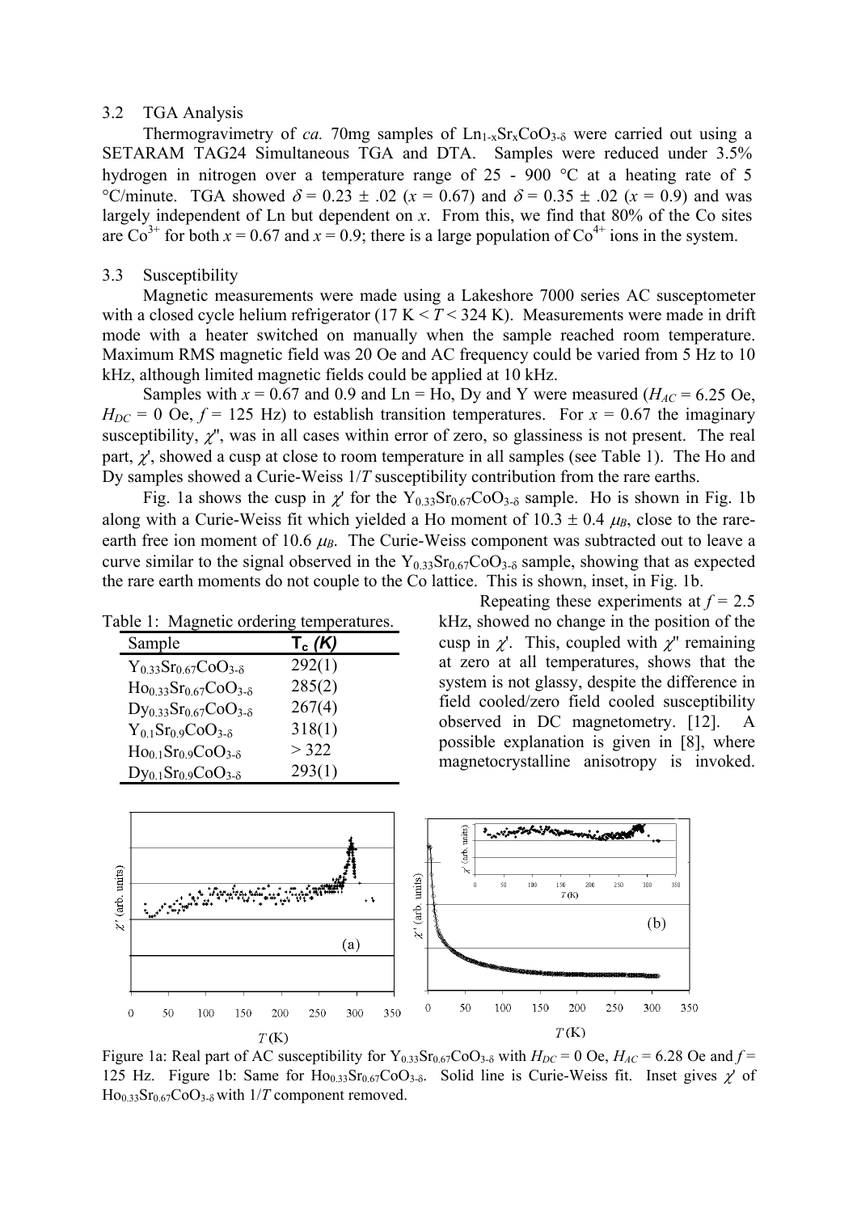## 3.2 TGA Analysis

Thermogravimetry of *ca.* 70mg samples of $Ln_{1-x}Sr_xCoO_{3-\delta}$ were carried out using a SETARAM TAG24 Simultaneous TGA and DTA. Samples were reduced under 3.5% hydrogen in nitrogen over a temperature range of 25 - 900 °C at a heating rate of 5 °C/minute. TGA showed $\delta = 0.23 \pm .02$ ($x = 0.67$) and $\delta = 0.35 \pm .02$ ($x = 0.9$) and was largely independent of Ln but dependent on $x$. From this, we find that 80% of the Co sites are $Co^{3+}$ for both $x = 0.67$ and $x = 0.9$; there is a large population of $Co^{4+}$ ions in the system.

## 3.3 Susceptibility

Magnetic measurements were made using a Lakeshore 7000 series AC susceptometer with a closed cycle helium refrigerator (17 K < $T$ < 324 K). Measurements were made in drift mode with a heater switched on manually when the sample reached room temperature. Maximum RMS magnetic field was 20 Oe and AC frequency could be varied from 5 Hz to 10 kHz, although limited magnetic fields could be applied at 10 kHz.

Samples with $x = 0.67$ and 0.9 and Ln = Ho, Dy and Y were measured ($H_{AC} = 6.25$ Oe, $H_{DC} = 0$ Oe, $f = 125$ Hz) to establish transition temperatures. For $x = 0.67$ the imaginary susceptibility, $\chi''$, was in all cases within error of zero, so glassiness is not present. The real part, $\chi'$, showed a cusp at close to room temperature in all samples (see Table 1). The Ho and Dy samples showed a Curie-Weiss $1/T$ susceptibility contribution from the rare earths.

Fig. 1a shows the cusp in $\chi'$ for the $Y_{0.33}Sr_{0.67}CoO_{3-\delta}$ sample. Ho is shown in Fig. 1b along with a Curie-Weiss fit which yielded a Ho moment of $10.3 \pm 0.4$ $\mu_B$, close to the rare-earth free ion moment of 10.6 $\mu_B$. The Curie-Weiss component was subtracted out to leave a curve similar to the signal observed in the $Y_{0.33}Sr_{0.67}CoO_{3-\delta}$ sample, showing that as expected the rare earth moments do not couple to the Co lattice. This is shown, inset, in Fig. 1b.

Table 1: Magnetic ordering temperatures.

| Sample | $T_c$ *(K)* |
|---|---|
| $Y_{0.33}Sr_{0.67}CoO_{3-\delta}$ | 292(1) |
| $Ho_{0.33}Sr_{0.67}CoO_{3-\delta}$ | 285(2) |
| $Dy_{0.33}Sr_{0.67}CoO_{3-\delta}$ | 267(4) |
| $Y_{0.1}Sr_{0.9}CoO_{3-\delta}$ | 318(1) |
| $Ho_{0.1}Sr_{0.9}CoO_{3-\delta}$ | > 322 |
| $Dy_{0.1}Sr_{0.9}CoO_{3-\delta}$ | 293(1) |

Repeating these experiments at $f = 2.5$ kHz, showed no change in the position of the cusp in $\chi'$. This, coupled with $\chi''$ remaining at zero at all temperatures, shows that the system is not glassy, despite the difference in field cooled/zero field cooled susceptibility observed in DC magnetometry. [12]. A possible explanation is given in [8], where magnetocrystalline anisotropy is invoked.

Figure 1a: Real part of AC susceptibility for $Y_{0.33}Sr_{0.67}CoO_{3-\delta}$ with $H_{DC} = 0$ Oe, $H_{AC} = 6.28$ Oe and $f = 125$ Hz. Figure 1b: Same for $Ho_{0.33}Sr_{0.67}CoO_{3-\delta}$. Solid line is Curie-Weiss fit. Inset gives $\chi'$ of $Ho_{0.33}Sr_{0.67}CoO_{3-\delta}$ with $1/T$ component removed.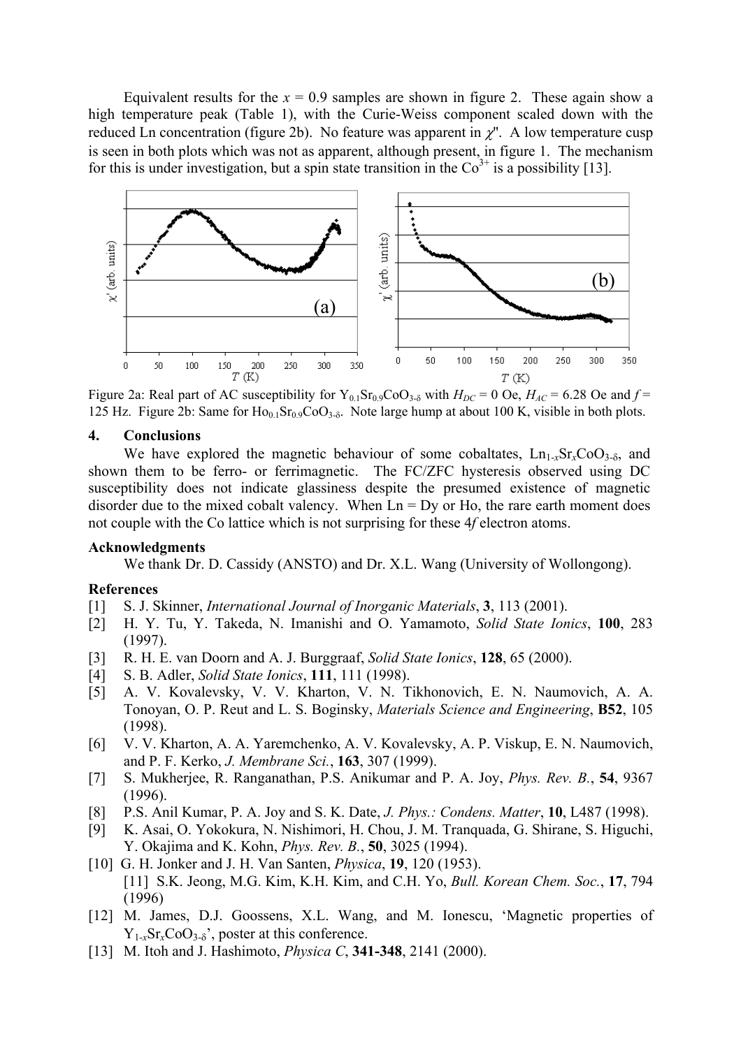Equivalent results for the $x = 0.9$ samples are shown in figure 2. These again show a high temperature peak (Table 1), with the Curie-Weiss component scaled down with the reduced Ln concentration (figure 2b). No feature was apparent in $\chi''$. A low temperature cusp is seen in both plots which was not as apparent, although present, in figure 1. The mechanism for this is under investigation, but a spin state transition in the $Co^{3+}$ is a possibility [13].

(a)
χ' (arb. units)
0 50 100 150 200 250 300 350
T (K)

(b)
χ' (arb. units)
0 50 100 150 200 250 300 350
T (K)

Figure 2a: Real part of AC susceptibility for $Y_{0.1}Sr_{0.9}CoO_{3-\delta}$ with $H_{DC} = 0$ Oe, $H_{AC} = 6.28$ Oe and $f = 125$ Hz. Figure 2b: Same for $Ho_{0.1}Sr_{0.9}CoO_{3-\delta}$. Note large hump at about 100 K, visible in both plots.

## 4. Conclusions

We have explored the magnetic behaviour of some cobaltates, $Ln_{1-x}Sr_xCoO_{3-\delta}$, and shown them to be ferro- or ferrimagnetic. The FC/ZFC hysteresis observed using DC susceptibility does not indicate glassiness despite the presumed existence of magnetic disorder due to the mixed cobalt valency. When Ln = Dy or Ho, the rare earth moment does not couple with the Co lattice which is not surprising for these 4*f* electron atoms.

## Acknowledgments

We thank Dr. D. Cassidy (ANSTO) and Dr. X.L. Wang (University of Wollongong).

## References

[1] S. J. Skinner, *International Journal of Inorganic Materials*, **3**, 113 (2001).

[2] H. Y. Tu, Y. Takeda, N. Imanishi and O. Yamamoto, *Solid State Ionics*, **100**, 283 (1997).

[3] R. H. E. van Doorn and A. J. Burggraaf, *Solid State Ionics*, **128**, 65 (2000).

[4] S. B. Adler, *Solid State Ionics*, **111**, 111 (1998).

[5] A. V. Kovalevsky, V. V. Kharton, V. N. Tikhonovich, E. N. Naumovich, A. A. Tonoyan, O. P. Reut and L. S. Boginsky, *Materials Science and Engineering*, **B52**, 105 (1998).

[6] V. V. Kharton, A. A. Yaremchenko, A. V. Kovalevsky, A. P. Viskup, E. N. Naumovich, and P. F. Kerko, *J. Membrane Sci.*, **163**, 307 (1999).

[7] S. Mukherjee, R. Ranganathan, P.S. Anikumar and P. A. Joy, *Phys. Rev. B.*, **54**, 9367 (1996).

[8] P.S. Anil Kumar, P. A. Joy and S. K. Date, *J. Phys.: Condens. Matter*, **10**, L487 (1998).

[9] K. Asai, O. Yokokura, N. Nishimori, H. Chou, J. M. Tranquada, G. Shirane, S. Higuchi, Y. Okajima and K. Kohn, *Phys. Rev. B.*, **50**, 3025 (1994).

[10] G. H. Jonker and J. H. Van Santen, *Physica*, **19**, 120 (1953).

[11] S.K. Jeong, M.G. Kim, K.H. Kim, and C.H. Yo, *Bull. Korean Chem. Soc.*, **17**, 794 (1996)

[12] M. James, D.J. Goossens, X.L. Wang, and M. Ionescu, 'Magnetic properties of $Y_{1-x}Sr_xCoO_{3-\delta}$', poster at this conference.

[13] M. Itoh and J. Hashimoto, *Physica C*, **341-348**, 2141 (2000).